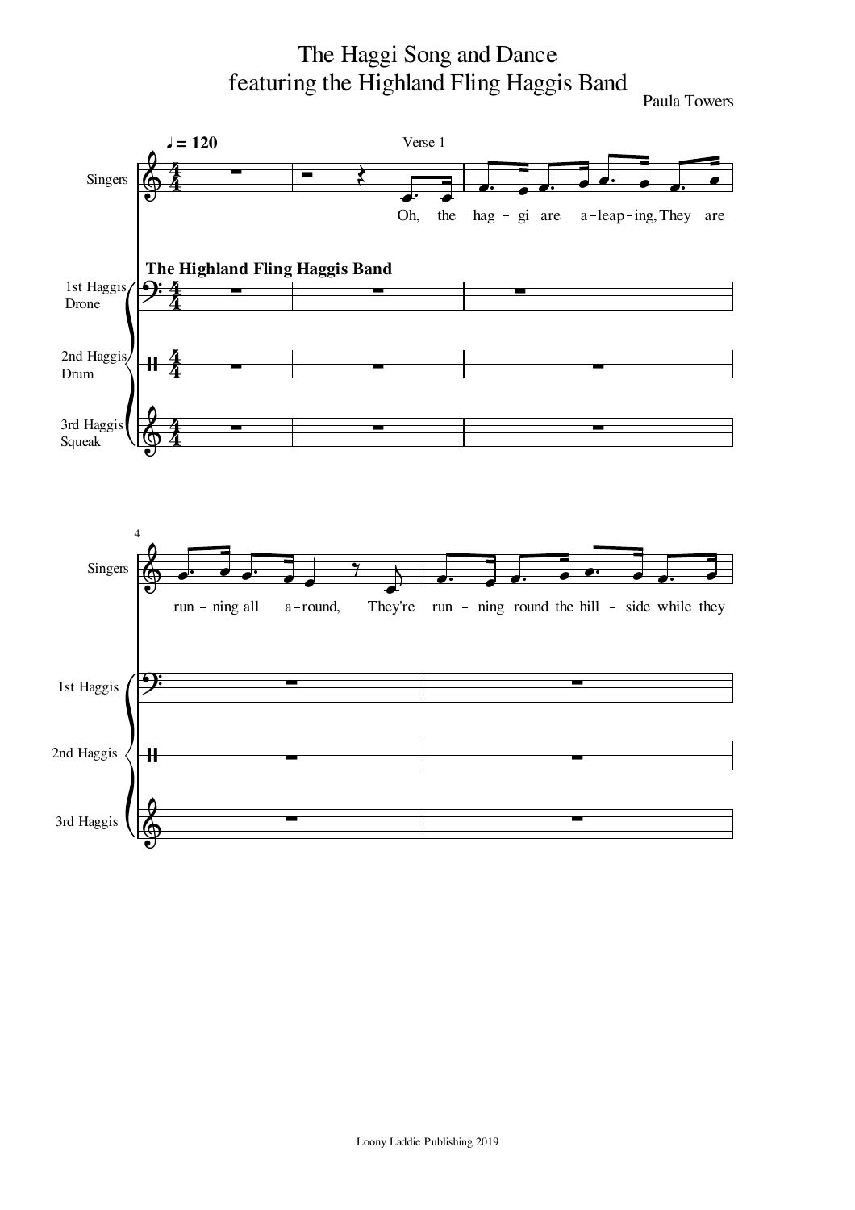# The Haggi Song and Dance
## featuring the Highland Fling Haggis Band

Paula Towers

♩ = 120

Verse 1

Singers

**The Highland Fling Haggis Band**

1st Haggis Drone

2nd Haggis Drum

3rd Haggis Squeak

Oh, the hag - gi are a - leap - ing, They are

4

run - ning all a - round, They're run - ning round the hill - side while they

Loony Laddie Publishing 2019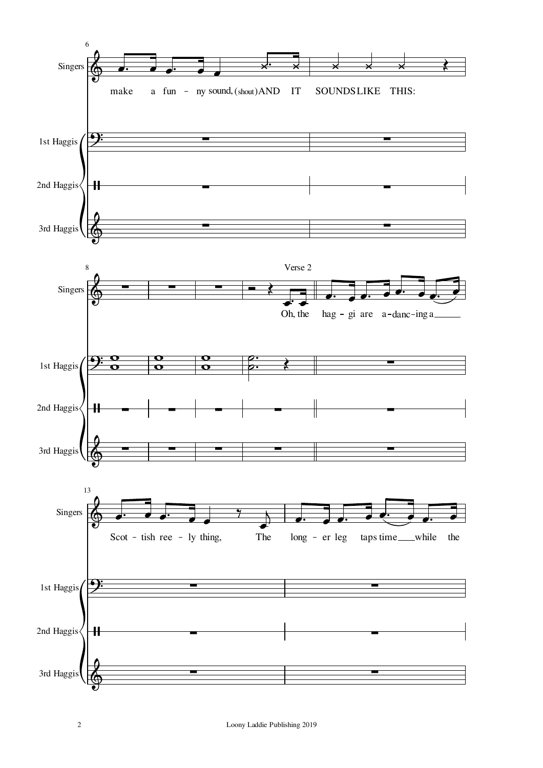Singers

make a fun - ny sound, (shout) AND IT SOUNDS LIKE THIS:

1st Haggis

2nd Haggis

3rd Haggis

Verse 2

Oh, the hag - gi are a - danc - ing a

Scot - tish ree - ly thing, The long - er leg taps time while the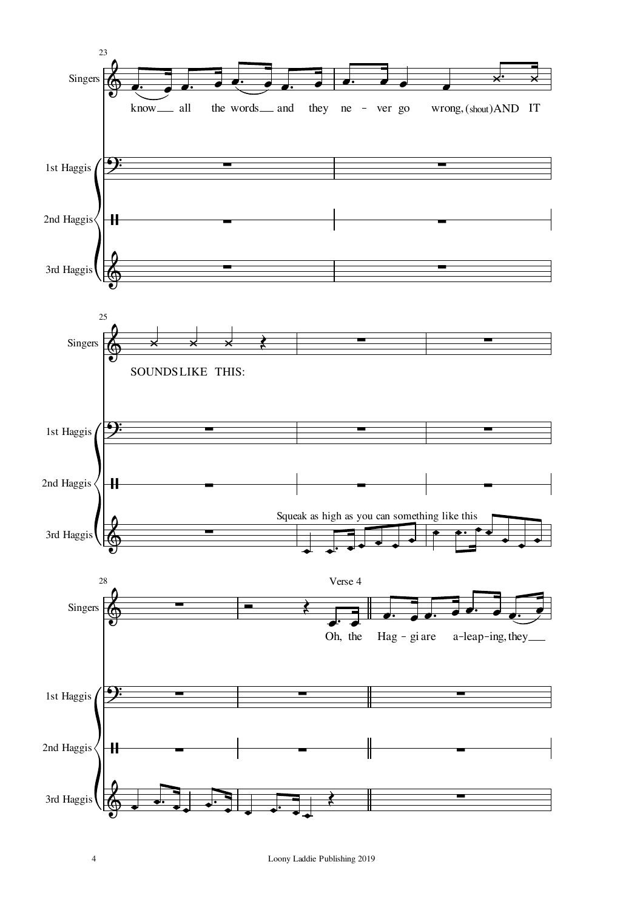Singers

know all the words and they ne - ver go wrong, (shout) AND IT

SOUNDS LIKE THIS:

1st Haggis

2nd Haggis

3rd Haggis

Squeak as high as you can something like this

Verse 4

Oh, the Hag - gi are a-leap-ing, they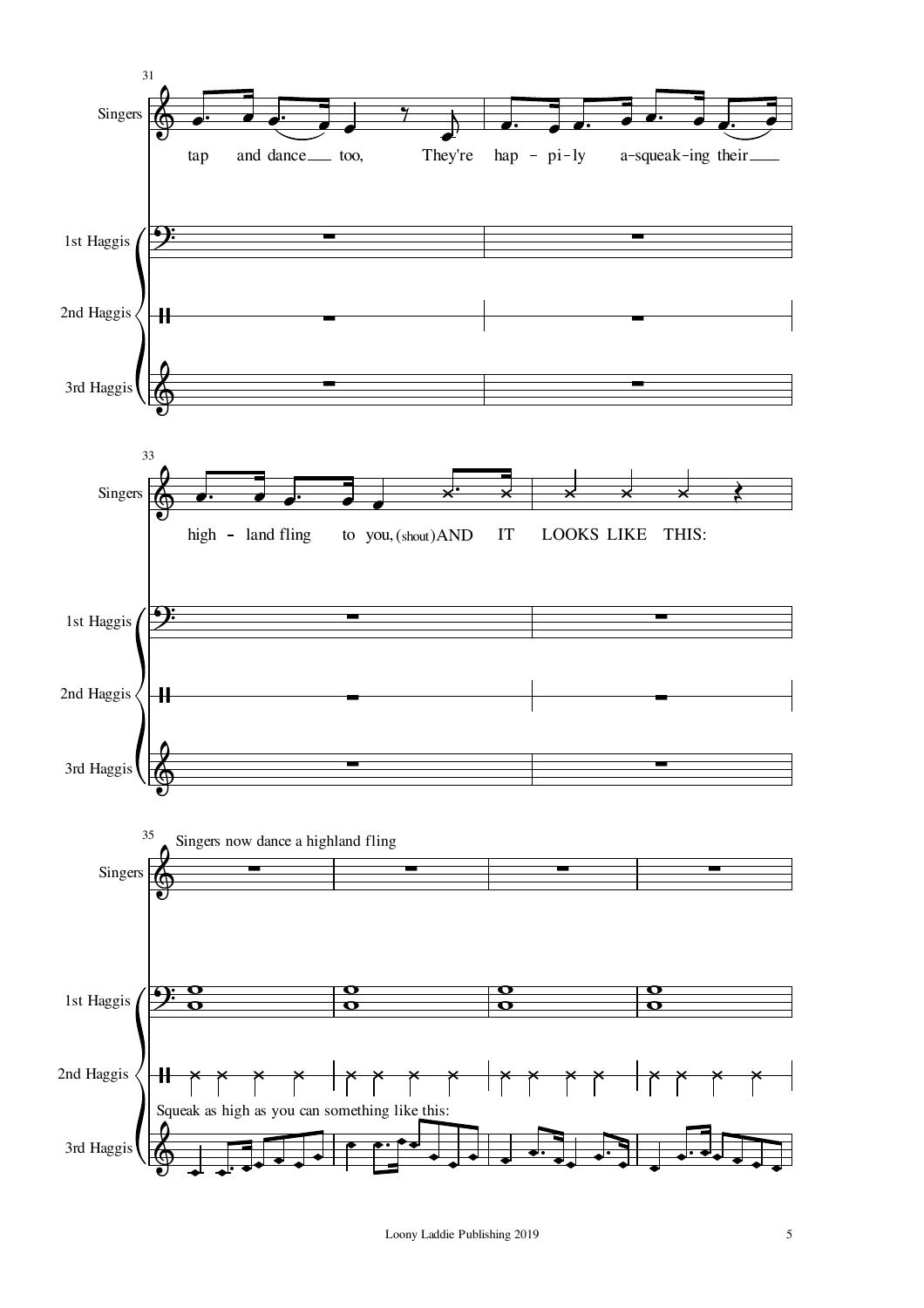Singers: tap and dance too, They're hap-pi-ly a-squeak-ing their high-land fling to you, (shout) AND IT LOOKS LIKE THIS:

Singers now dance a highland fling

3rd Haggis: Squeak as high as you can something like this: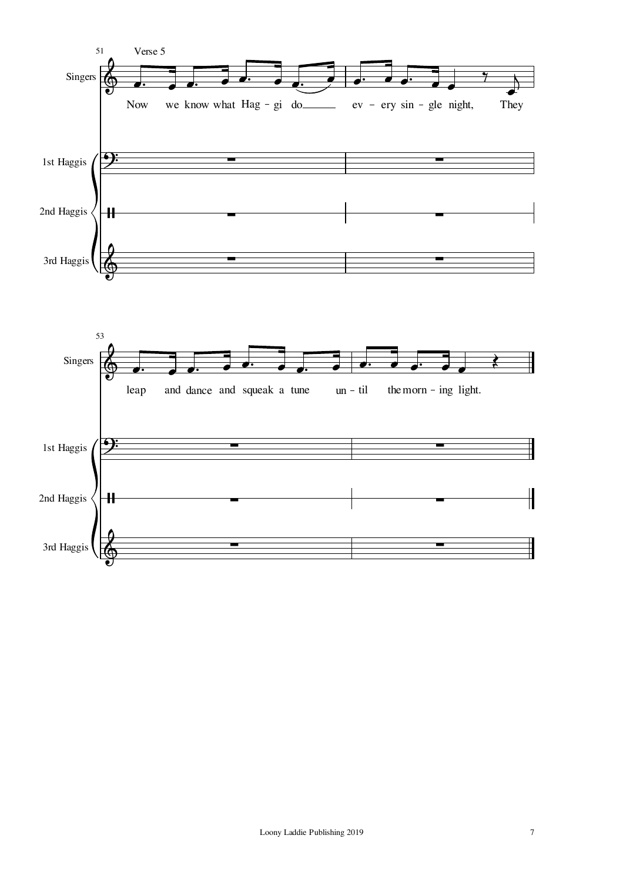51 Verse 5

Singers

Now we know what Hag - gi do ev - ery sin - gle night, They

1st Haggis

2nd Haggis

3rd Haggis

53

Singers

leap and dance and squeak a tune un - til the morn - ing light.

1st Haggis

2nd Haggis

3rd Haggis

Loony Laddie Publishing 2019